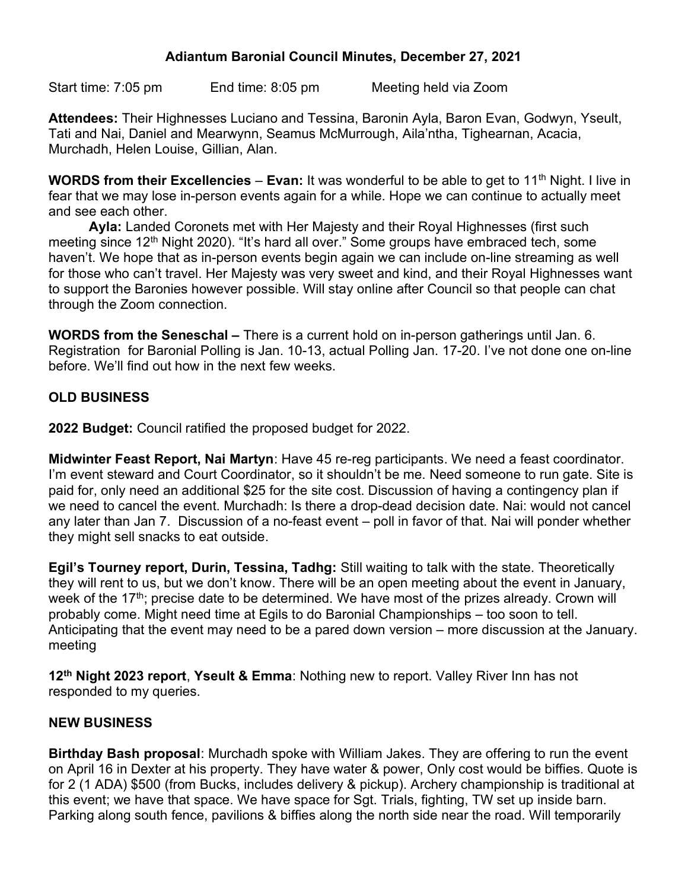# Adiantum Baronial Council Minutes, December 27, 2021

Start time: 7:05 pm  End time: 8:05 pm  Meeting held via Zoom

**Attendees:** Their Highnesses Luciano and Tessina, Baronin Ayla, Baron Evan, Godwyn, Yseult, Tati and Nai, Daniel and Mearwynn, Seamus McMurrough, Aila'ntha, Tighearnan, Acacia, Murchadh, Helen Louise, Gillian, Alan.

**WORDS from their Excellencies** – **Evan:** It was wonderful to be able to get to 11th Night. I live in fear that we may lose in-person events again for a while. Hope we can continue to actually meet and see each other.

**Ayla:** Landed Coronets met with Her Majesty and their Royal Highnesses (first such meeting since 12th Night 2020). "It's hard all over." Some groups have embraced tech, some haven't. We hope that as in-person events begin again we can include on-line streaming as well for those who can't travel. Her Majesty was very sweet and kind, and their Royal Highnesses want to support the Baronies however possible. Will stay online after Council so that people can chat through the Zoom connection.

**WORDS from the Seneschal –** There is a current hold on in-person gatherings until Jan. 6. Registration for Baronial Polling is Jan. 10-13, actual Polling Jan. 17-20. I've not done one on-line before. We'll find out how in the next few weeks.

## OLD BUSINESS

**2022 Budget:** Council ratified the proposed budget for 2022.

**Midwinter Feast Report, Nai Martyn**: Have 45 re-reg participants. We need a feast coordinator. I'm event steward and Court Coordinator, so it shouldn't be me. Need someone to run gate. Site is paid for, only need an additional $25 for the site cost. Discussion of having a contingency plan if we need to cancel the event. Murchadh: Is there a drop-dead decision date. Nai: would not cancel any later than Jan 7. Discussion of a no-feast event – poll in favor of that. Nai will ponder whether they might sell snacks to eat outside.

**Egil's Tourney report, Durin, Tessina, Tadhg:** Still waiting to talk with the state. Theoretically they will rent to us, but we don't know. There will be an open meeting about the event in January, week of the 17th; precise date to be determined. We have most of the prizes already. Crown will probably come. Might need time at Egils to do Baronial Championships – too soon to tell. Anticipating that the event may need to be a pared down version – more discussion at the January. meeting

**12th Night 2023 report**, **Yseult & Emma**: Nothing new to report. Valley River Inn has not responded to my queries.

## NEW BUSINESS

**Birthday Bash proposal**: Murchadh spoke with William Jakes. They are offering to run the event on April 16 in Dexter at his property. They have water & power, Only cost would be biffies. Quote is for 2 (1 ADA) $500 (from Bucks, includes delivery & pickup). Archery championship is traditional at this event; we have that space. We have space for Sgt. Trials, fighting, TW set up inside barn. Parking along south fence, pavilions & biffies along the north side near the road. Will temporarily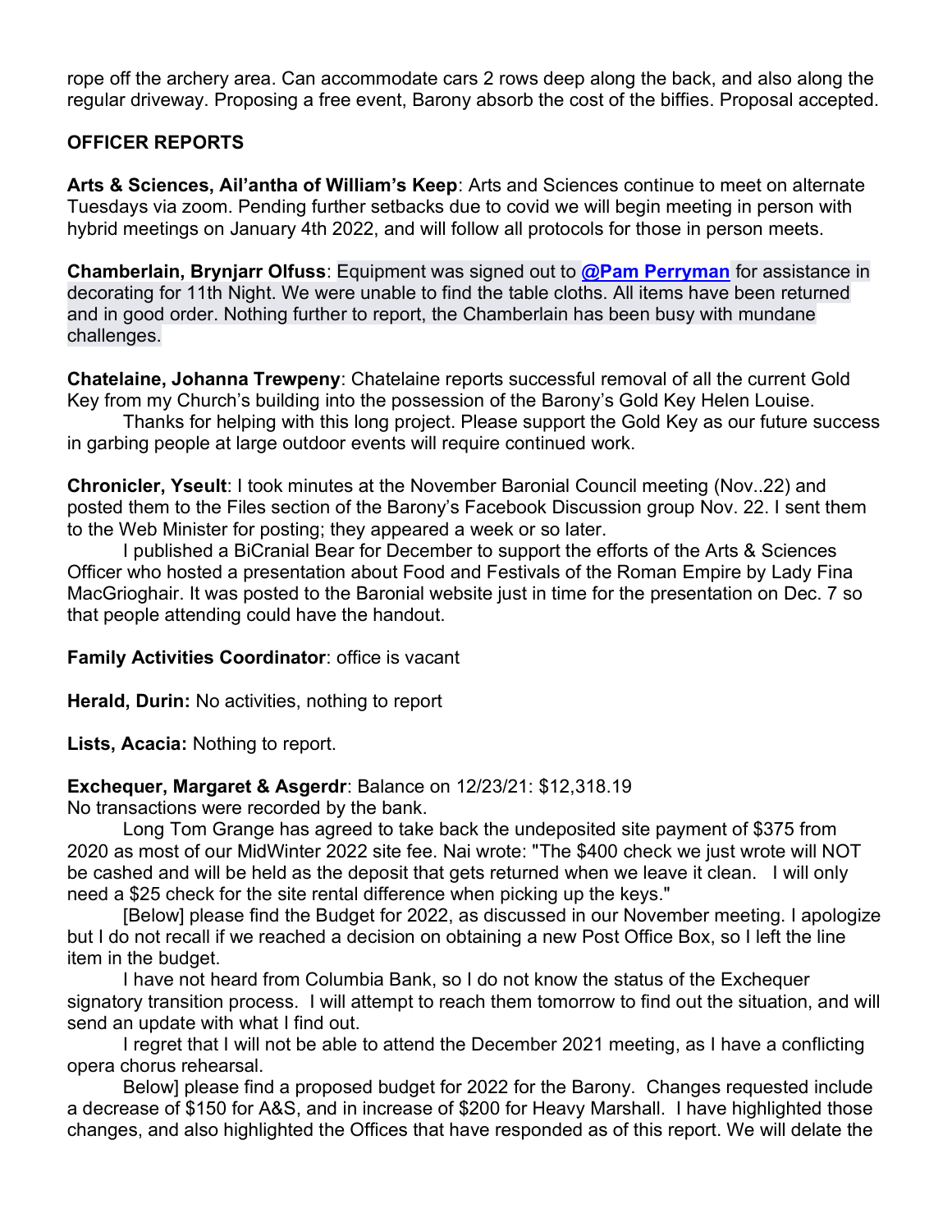rope off the archery area. Can accommodate cars 2 rows deep along the back, and also along the regular driveway. Proposing a free event, Barony absorb the cost of the biffies. Proposal accepted.

**OFFICER REPORTS**

**Arts & Sciences, Ail'antha of William's Keep**: Arts and Sciences continue to meet on alternate Tuesdays via zoom. Pending further setbacks due to covid we will begin meeting in person with hybrid meetings on January 4th 2022, and will follow all protocols for those in person meets.

**Chamberlain, Brynjarr Olfuss**: Equipment was signed out to **@Pam Perryman** for assistance in decorating for 11th Night. We were unable to find the table cloths. All items have been returned and in good order. Nothing further to report, the Chamberlain has been busy with mundane challenges.

**Chatelaine, Johanna Trewpeny**: Chatelaine reports successful removal of all the current Gold Key from my Church's building into the possession of the Barony's Gold Key Helen Louise.

Thanks for helping with this long project. Please support the Gold Key as our future success in garbing people at large outdoor events will require continued work.

**Chronicler, Yseult**: I took minutes at the November Baronial Council meeting (Nov..22) and posted them to the Files section of the Barony's Facebook Discussion group Nov. 22. I sent them to the Web Minister for posting; they appeared a week or so later.

I published a BiCranial Bear for December to support the efforts of the Arts & Sciences Officer who hosted a presentation about Food and Festivals of the Roman Empire by Lady Fina MacGrioghair. It was posted to the Baronial website just in time for the presentation on Dec. 7 so that people attending could have the handout.

**Family Activities Coordinator**: office is vacant

**Herald, Durin:** No activities, nothing to report

**Lists, Acacia:** Nothing to report.

**Exchequer, Margaret & Asgerdr**: Balance on 12/23/21: $12,318.19
No transactions were recorded by the bank.

Long Tom Grange has agreed to take back the undeposited site payment of $375 from 2020 as most of our MidWinter 2022 site fee. Nai wrote: "The $400 check we just wrote will NOT be cashed and will be held as the deposit that gets returned when we leave it clean. I will only need a $25 check for the site rental difference when picking up the keys."

[Below] please find the Budget for 2022, as discussed in our November meeting. I apologize but I do not recall if we reached a decision on obtaining a new Post Office Box, so I left the line item in the budget.

I have not heard from Columbia Bank, so I do not know the status of the Exchequer signatory transition process. I will attempt to reach them tomorrow to find out the situation, and will send an update with what I find out.

I regret that I will not be able to attend the December 2021 meeting, as I have a conflicting opera chorus rehearsal.

Below] please find a proposed budget for 2022 for the Barony. Changes requested include a decrease of $150 for A&S, and in increase of $200 for Heavy Marshall. I have highlighted those changes, and also highlighted the Offices that have responded as of this report. We will delate the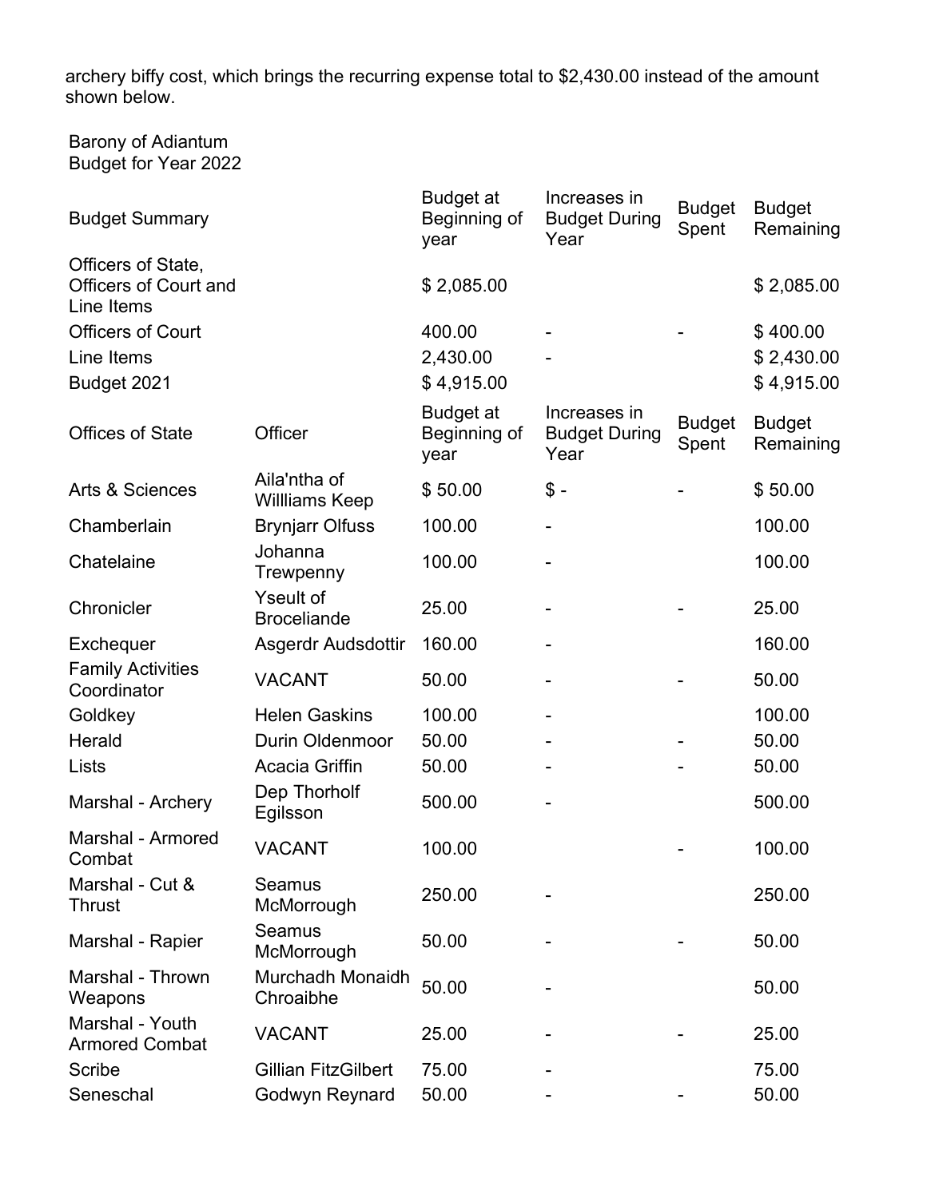archery biffy cost, which brings the recurring expense total to $2,430.00 instead of the amount shown below.

Barony of Adiantum
Budget for Year 2022

| Budget Summary | | Budget at Beginning of year | Increases in Budget During Year | Budget Spent | Budget Remaining |
|---|---|---|---|---|---|
| Officers of State, Officers of Court and Line Items | | $ 2,085.00 | | | $ 2,085.00 |
| Officers of Court | | 400.00 | - | - | $ 400.00 |
| Line Items | | 2,430.00 | - | | $ 2,430.00 |
| Budget 2021 | | $ 4,915.00 | | | $ 4,915.00 |
| **Offices of State** | **Officer** | **Budget at Beginning of year** | **Increases in Budget During Year** | **Budget Spent** | **Budget Remaining** |
| Arts & Sciences | Aila'ntha of Willliams Keep | $ 50.00 | $ - | - | $ 50.00 |
| Chamberlain | Brynjarr Olfuss | 100.00 | - | | 100.00 |
| Chatelaine | Johanna Trewpenny | 100.00 | - | | 100.00 |
| Chronicler | Yseult of Broceliande | 25.00 | - | - | 25.00 |
| Exchequer | Asgerdr Audsdottir | 160.00 | - | | 160.00 |
| Family Activities Coordinator | VACANT | 50.00 | - | - | 50.00 |
| Goldkey | Helen Gaskins | 100.00 | - | | 100.00 |
| Herald | Durin Oldenmoor | 50.00 | - | - | 50.00 |
| Lists | Acacia Griffin | 50.00 | - | - | 50.00 |
| Marshal - Archery | Dep Thorholf Egilsson | 500.00 | - | | 500.00 |
| Marshal - Armored Combat | VACANT | 100.00 | | - | 100.00 |
| Marshal - Cut & Thrust | Seamus McMorrough | 250.00 | - | | 250.00 |
| Marshal - Rapier | Seamus McMorrough | 50.00 | - | - | 50.00 |
| Marshal - Thrown Weapons | Murchadh Monaidh Chroaibhe | 50.00 | - | | 50.00 |
| Marshal - Youth Armored Combat | VACANT | 25.00 | - | - | 25.00 |
| Scribe | Gillian FitzGilbert | 75.00 | - | | 75.00 |
| Seneschal | Godwyn Reynard | 50.00 | - | - | 50.00 |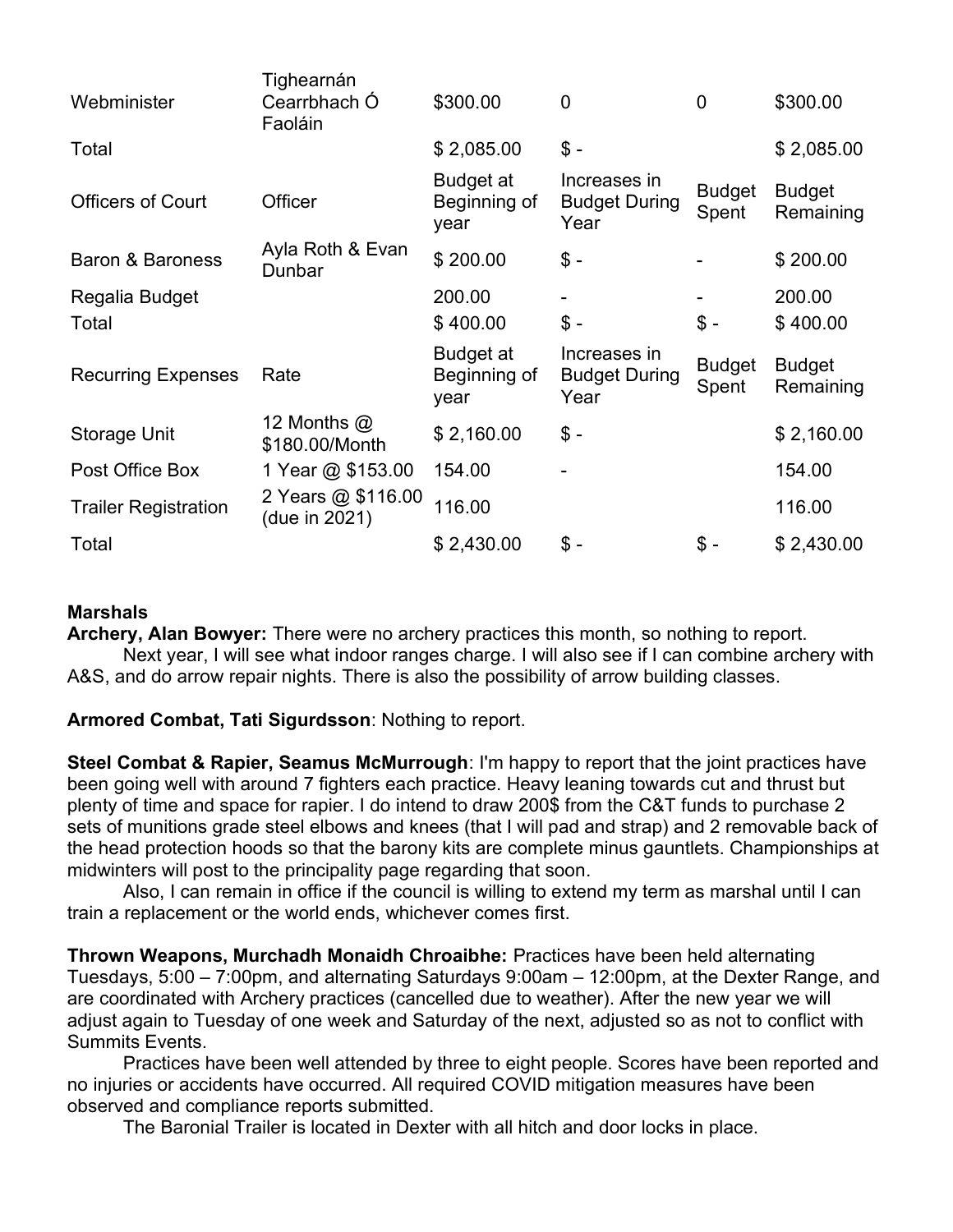| | | | | | |
|---|---|---|---|---|---|
| Webminister | Tighearnán Cearrbhach Ó Faoláin | $300.00 | 0 | 0 | $300.00 |
| Total | | $ 2,085.00 | $ - | | $ 2,085.00 |
| Officers of Court | Officer | Budget at Beginning of year | Increases in Budget During Year | Budget Spent | Budget Remaining |
| Baron & Baroness | Ayla Roth & Evan Dunbar | $ 200.00 | $ - | - | $ 200.00 |
| Regalia Budget | | 200.00 | - | - | 200.00 |
| Total | | $ 400.00 | $ - | $ - | $ 400.00 |
| Recurring Expenses | Rate | Budget at Beginning of year | Increases in Budget During Year | Budget Spent | Budget Remaining |
| Storage Unit | 12 Months @ $180.00/Month | $ 2,160.00 | $ - | | $ 2,160.00 |
| Post Office Box | 1 Year @ $153.00 | 154.00 | - | | 154.00 |
| Trailer Registration | 2 Years @ $116.00 (due in 2021) | 116.00 | | | 116.00 |
| Total | | $ 2,430.00 | $ - | $ - | $ 2,430.00 |

**Marshals**

**Archery, Alan Bowyer:** There were no archery practices this month, so nothing to report.

Next year, I will see what indoor ranges charge. I will also see if I can combine archery with A&S, and do arrow repair nights. There is also the possibility of arrow building classes.

**Armored Combat, Tati Sigurdsson**: Nothing to report.

**Steel Combat & Rapier, Seamus McMurrough**: I'm happy to report that the joint practices have been going well with around 7 fighters each practice. Heavy leaning towards cut and thrust but plenty of time and space for rapier. I do intend to draw 200$ from the C&T funds to purchase 2 sets of munitions grade steel elbows and knees (that I will pad and strap) and 2 removable back of the head protection hoods so that the barony kits are complete minus gauntlets. Championships at midwinters will post to the principality page regarding that soon.

Also, I can remain in office if the council is willing to extend my term as marshal until I can train a replacement or the world ends, whichever comes first.

**Thrown Weapons, Murchadh Monaidh Chroaibhe:** Practices have been held alternating Tuesdays, 5:00 – 7:00pm, and alternating Saturdays 9:00am – 12:00pm, at the Dexter Range, and are coordinated with Archery practices (cancelled due to weather). After the new year we will adjust again to Tuesday of one week and Saturday of the next, adjusted so as not to conflict with Summits Events.

Practices have been well attended by three to eight people. Scores have been reported and no injuries or accidents have occurred. All required COVID mitigation measures have been observed and compliance reports submitted.

The Baronial Trailer is located in Dexter with all hitch and door locks in place.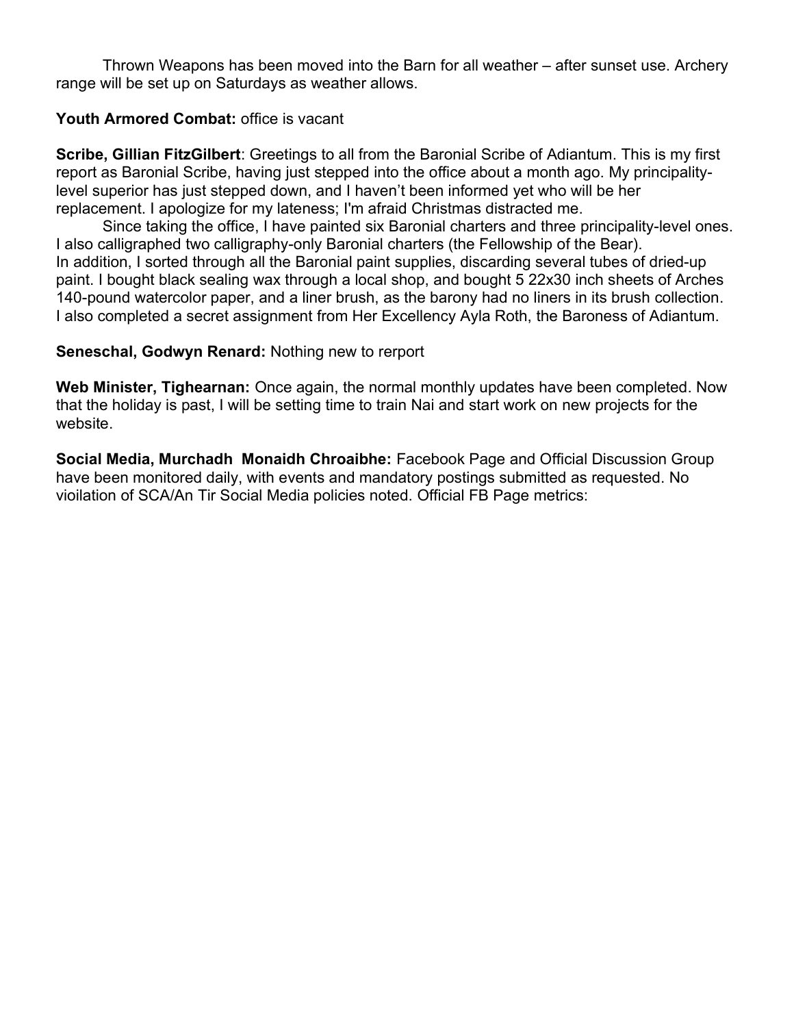Thrown Weapons has been moved into the Barn for all weather – after sunset use. Archery range will be set up on Saturdays as weather allows.

**Youth Armored Combat:** office is vacant

**Scribe, Gillian FitzGilbert**: Greetings to all from the Baronial Scribe of Adiantum. This is my first report as Baronial Scribe, having just stepped into the office about a month ago. My principality-level superior has just stepped down, and I haven't been informed yet who will be her replacement. I apologize for my lateness; I'm afraid Christmas distracted me.

Since taking the office, I have painted six Baronial charters and three principality-level ones. I also calligraphed two calligraphy-only Baronial charters (the Fellowship of the Bear).
In addition, I sorted through all the Baronial paint supplies, discarding several tubes of dried-up paint. I bought black sealing wax through a local shop, and bought 5 22x30 inch sheets of Arches 140-pound watercolor paper, and a liner brush, as the barony had no liners in its brush collection. I also completed a secret assignment from Her Excellency Ayla Roth, the Baroness of Adiantum.

**Seneschal, Godwyn Renard:** Nothing new to rerport

**Web Minister, Tighearnan:** Once again, the normal monthly updates have been completed. Now that the holiday is past, I will be setting time to train Nai and start work on new projects for the website.

**Social Media, Murchadh Monaidh Chroaibhe:** Facebook Page and Official Discussion Group have been monitored daily, with events and mandatory postings submitted as requested. No vioilation of SCA/An Tir Social Media policies noted. Official FB Page metrics: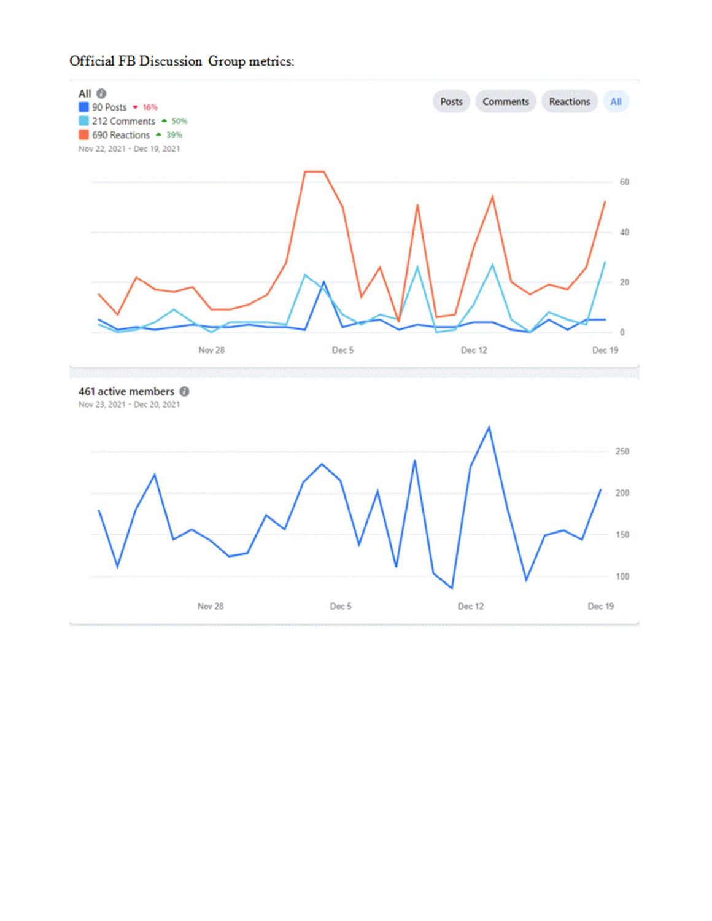Official FB Discussion Group metrics:

All

90 Posts ▼ 16%

212 Comments ▲ 50%

690 Reactions ▲ 39%

Nov 22, 2021 - Dec 19, 2021

Posts | Comments | Reactions | All

461 active members

Nov 23, 2021 - Dec 20, 2021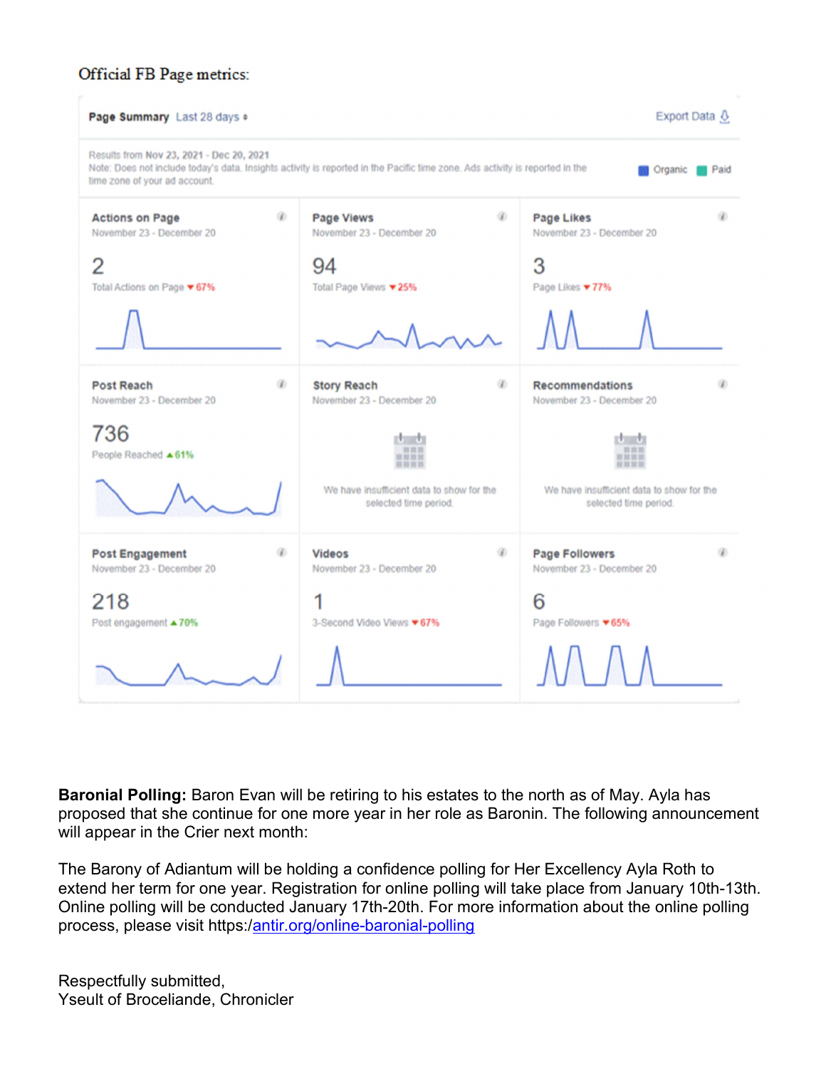Official FB Page metrics:

**Page Summary** Last 28 days

Export Data

Results from Nov 23, 2021 - Dec 20, 2021

Note: Does not include today's data. Insights activity is reported in the Pacific time zone. Ads activity is reported in the time zone of your ad account.

Organic Paid

**Actions on Page**
November 23 - December 20
2
Total Actions on Page ▼67%

**Page Views**
November 23 - December 20
94
Total Page Views ▼25%

**Page Likes**
November 23 - December 20
3
Page Likes ▼77%

**Post Reach**
November 23 - December 20
736
People Reached ▲61%

**Story Reach**
November 23 - December 20
We have insufficient data to show for the selected time period.

**Recommendations**
November 23 - December 20
We have insufficient data to show for the selected time period.

**Post Engagement**
November 23 - December 20
218
Post engagement ▲70%

**Videos**
November 23 - December 20
1
3-Second Video Views ▼67%

**Page Followers**
November 23 - December 20
6
Page Followers ▼65%

**Baronial Polling:** Baron Evan will be retiring to his estates to the north as of May. Ayla has proposed that she continue for one more year in her role as Baronin. The following announcement will appear in the Crier next month:

The Barony of Adiantum will be holding a confidence polling for Her Excellency Ayla Roth to extend her term for one year. Registration for online polling will take place from January 10th-13th. Online polling will be conducted January 17th-20th. For more information about the online polling process, please visit https:/antir.org/online-baronial-polling

Respectfully submitted,
Yseult of Broceliande, Chronicler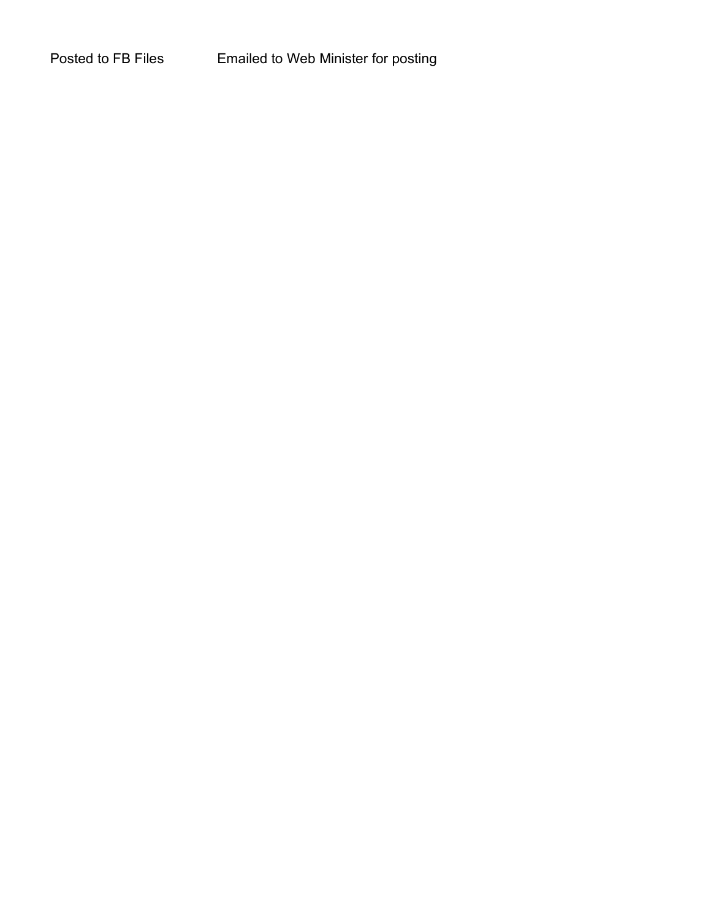Posted to FB Files Emailed to Web Minister for posting